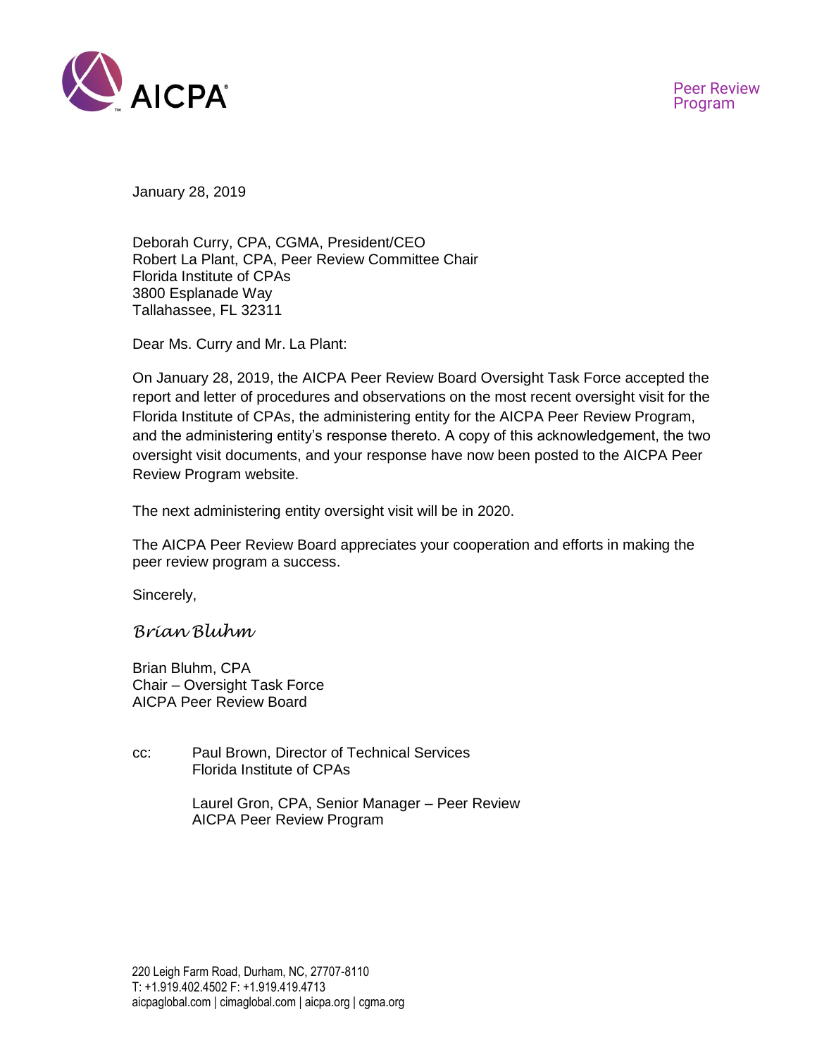AICPA

Peer Review Program

January 28, 2019

Deborah Curry, CPA, CGMA, President/CEO
Robert La Plant, CPA, Peer Review Committee Chair
Florida Institute of CPAs
3800 Esplanade Way
Tallahassee, FL 32311

Dear Ms. Curry and Mr. La Plant:

On January 28, 2019, the AICPA Peer Review Board Oversight Task Force accepted the report and letter of procedures and observations on the most recent oversight visit for the Florida Institute of CPAs, the administering entity for the AICPA Peer Review Program, and the administering entity's response thereto. A copy of this acknowledgement, the two oversight visit documents, and your response have now been posted to the AICPA Peer Review Program website.

The next administering entity oversight visit will be in 2020.

The AICPA Peer Review Board appreciates your cooperation and efforts in making the peer review program a success.

Sincerely,

*Brian Bluhm*

Brian Bluhm, CPA
Chair – Oversight Task Force
AICPA Peer Review Board

cc: Paul Brown, Director of Technical Services
Florida Institute of CPAs

Laurel Gron, CPA, Senior Manager – Peer Review
AICPA Peer Review Program

220 Leigh Farm Road, Durham, NC, 27707-8110
T: +1.919.402.4502 F: +1.919.419.4713
aicpaglobal.com | cimaglobal.com | aicpa.org | cgma.org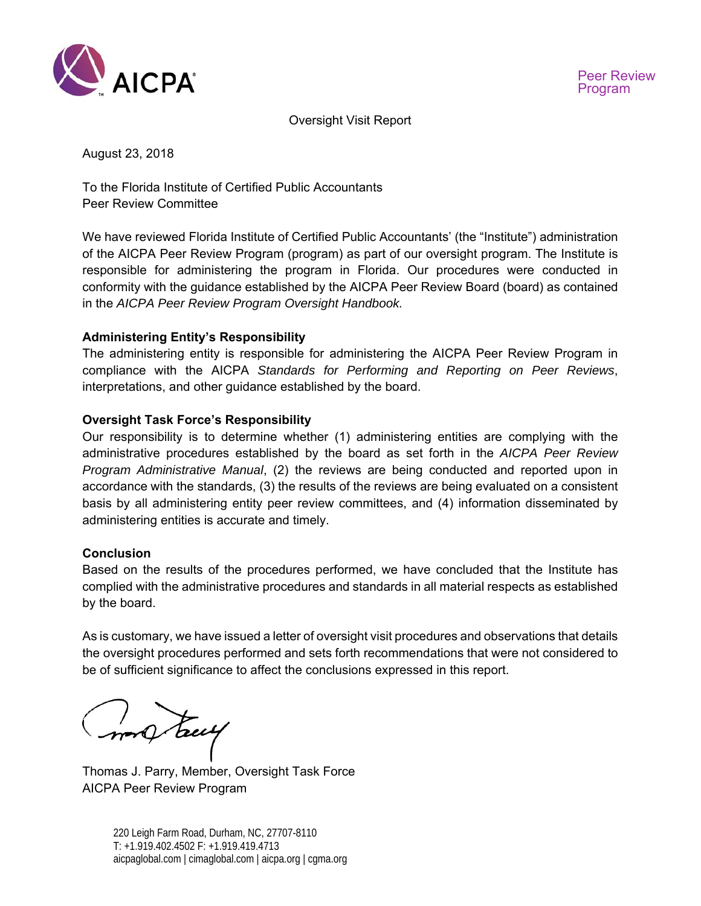AICPA

Peer Review Program

Oversight Visit Report

August 23, 2018

To the Florida Institute of Certified Public Accountants
Peer Review Committee

We have reviewed Florida Institute of Certified Public Accountants' (the "Institute") administration of the AICPA Peer Review Program (program) as part of our oversight program. The Institute is responsible for administering the program in Florida. Our procedures were conducted in conformity with the guidance established by the AICPA Peer Review Board (board) as contained in the *AICPA Peer Review Program Oversight Handbook.*

**Administering Entity's Responsibility**
The administering entity is responsible for administering the AICPA Peer Review Program in compliance with the AICPA *Standards for Performing and Reporting on Peer Reviews*, interpretations, and other guidance established by the board.

**Oversight Task Force's Responsibility**
Our responsibility is to determine whether (1) administering entities are complying with the administrative procedures established by the board as set forth in the *AICPA Peer Review Program Administrative Manual*, (2) the reviews are being conducted and reported upon in accordance with the standards, (3) the results of the reviews are being evaluated on a consistent basis by all administering entity peer review committees, and (4) information disseminated by administering entities is accurate and timely.

**Conclusion**
Based on the results of the procedures performed, we have concluded that the Institute has complied with the administrative procedures and standards in all material respects as established by the board.

As is customary, we have issued a letter of oversight visit procedures and observations that details the oversight procedures performed and sets forth recommendations that were not considered to be of sufficient significance to affect the conclusions expressed in this report.

Thomas J. Parry, Member, Oversight Task Force
AICPA Peer Review Program

220 Leigh Farm Road, Durham, NC, 27707-8110
T: +1.919.402.4502 F: +1.919.419.4713
aicpaglobal.com | cimaglobal.com | aicpa.org | cgma.org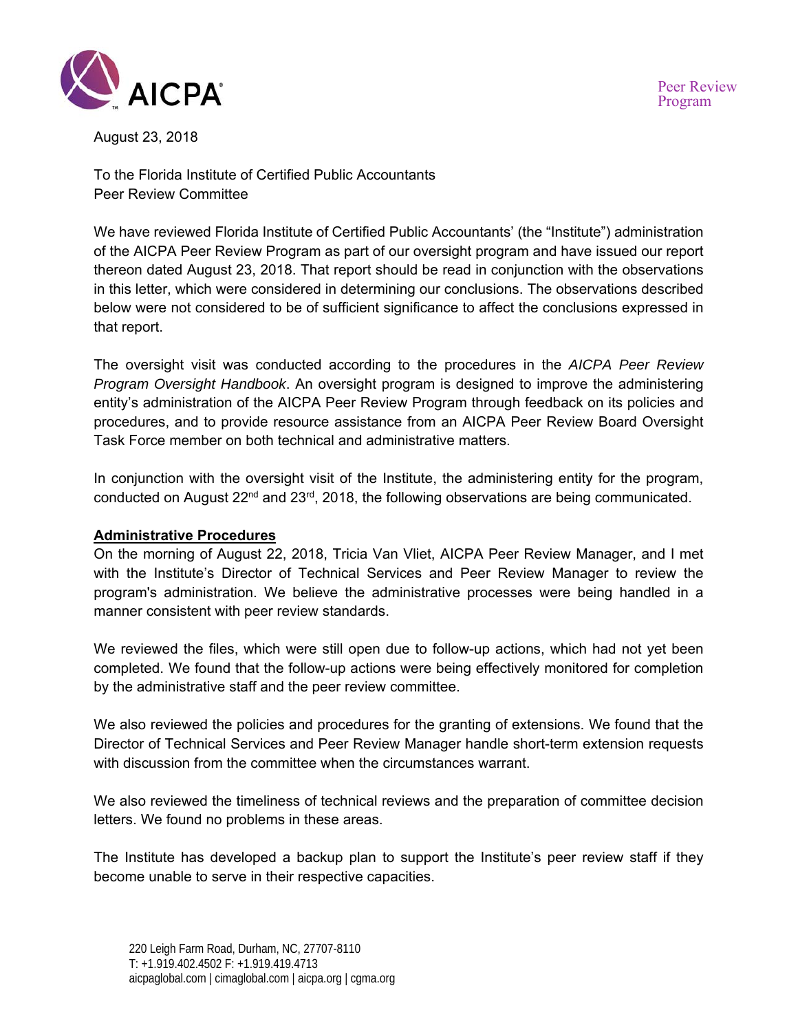August 23, 2018

To the Florida Institute of Certified Public Accountants
Peer Review Committee

We have reviewed Florida Institute of Certified Public Accountants' (the "Institute") administration of the AICPA Peer Review Program as part of our oversight program and have issued our report thereon dated August 23, 2018. That report should be read in conjunction with the observations in this letter, which were considered in determining our conclusions. The observations described below were not considered to be of sufficient significance to affect the conclusions expressed in that report.

The oversight visit was conducted according to the procedures in the *AICPA Peer Review Program Oversight Handbook*. An oversight program is designed to improve the administering entity's administration of the AICPA Peer Review Program through feedback on its policies and procedures, and to provide resource assistance from an AICPA Peer Review Board Oversight Task Force member on both technical and administrative matters.

In conjunction with the oversight visit of the Institute, the administering entity for the program, conducted on August 22nd and 23rd, 2018, the following observations are being communicated.

**Administrative Procedures**

On the morning of August 22, 2018, Tricia Van Vliet, AICPA Peer Review Manager, and I met with the Institute's Director of Technical Services and Peer Review Manager to review the program's administration. We believe the administrative processes were being handled in a manner consistent with peer review standards.

We reviewed the files, which were still open due to follow-up actions, which had not yet been completed. We found that the follow-up actions were being effectively monitored for completion by the administrative staff and the peer review committee.

We also reviewed the policies and procedures for the granting of extensions. We found that the Director of Technical Services and Peer Review Manager handle short-term extension requests with discussion from the committee when the circumstances warrant.

We also reviewed the timeliness of technical reviews and the preparation of committee decision letters. We found no problems in these areas.

The Institute has developed a backup plan to support the Institute's peer review staff if they become unable to serve in their respective capacities.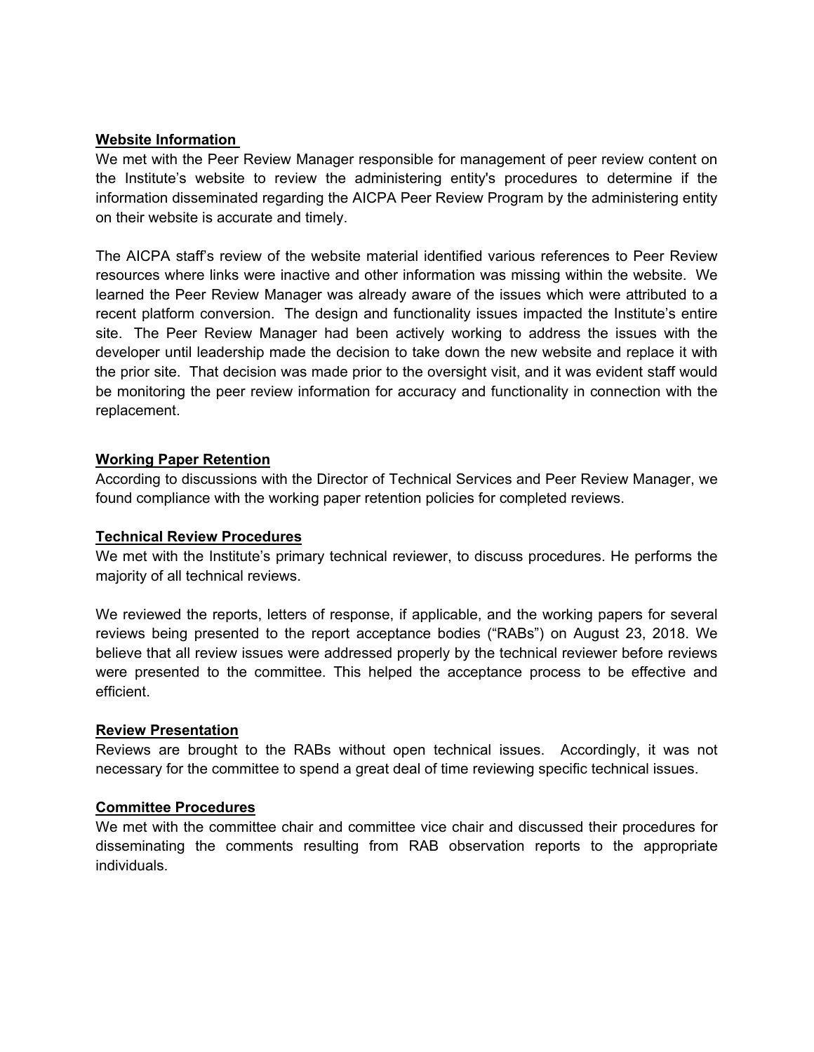**Website Information**

We met with the Peer Review Manager responsible for management of peer review content on the Institute's website to review the administering entity's procedures to determine if the information disseminated regarding the AICPA Peer Review Program by the administering entity on their website is accurate and timely.

The AICPA staff's review of the website material identified various references to Peer Review resources where links were inactive and other information was missing within the website. We learned the Peer Review Manager was already aware of the issues which were attributed to a recent platform conversion. The design and functionality issues impacted the Institute's entire site. The Peer Review Manager had been actively working to address the issues with the developer until leadership made the decision to take down the new website and replace it with the prior site. That decision was made prior to the oversight visit, and it was evident staff would be monitoring the peer review information for accuracy and functionality in connection with the replacement.

**Working Paper Retention**

According to discussions with the Director of Technical Services and Peer Review Manager, we found compliance with the working paper retention policies for completed reviews.

**Technical Review Procedures**

We met with the Institute's primary technical reviewer, to discuss procedures. He performs the majority of all technical reviews.

We reviewed the reports, letters of response, if applicable, and the working papers for several reviews being presented to the report acceptance bodies ("RABs") on August 23, 2018. We believe that all review issues were addressed properly by the technical reviewer before reviews were presented to the committee. This helped the acceptance process to be effective and efficient.

**Review Presentation**

Reviews are brought to the RABs without open technical issues. Accordingly, it was not necessary for the committee to spend a great deal of time reviewing specific technical issues.

**Committee Procedures**

We met with the committee chair and committee vice chair and discussed their procedures for disseminating the comments resulting from RAB observation reports to the appropriate individuals.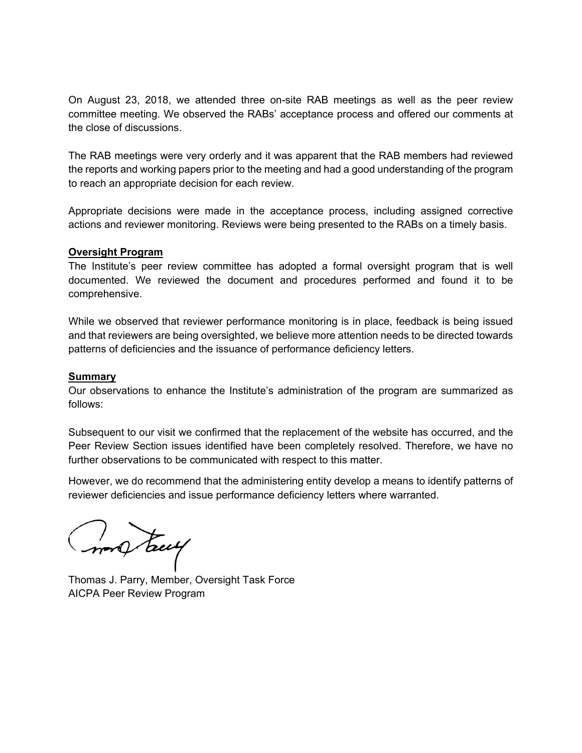On August 23, 2018, we attended three on-site RAB meetings as well as the peer review committee meeting. We observed the RABs' acceptance process and offered our comments at the close of discussions.

The RAB meetings were very orderly and it was apparent that the RAB members had reviewed the reports and working papers prior to the meeting and had a good understanding of the program to reach an appropriate decision for each review.

Appropriate decisions were made in the acceptance process, including assigned corrective actions and reviewer monitoring. Reviews were being presented to the RABs on a timely basis.

**Oversight Program**

The Institute's peer review committee has adopted a formal oversight program that is well documented. We reviewed the document and procedures performed and found it to be comprehensive.

While we observed that reviewer performance monitoring is in place, feedback is being issued and that reviewers are being oversighted, we believe more attention needs to be directed towards patterns of deficiencies and the issuance of performance deficiency letters.

**Summary**

Our observations to enhance the Institute's administration of the program are summarized as follows:

Subsequent to our visit we confirmed that the replacement of the website has occurred, and the Peer Review Section issues identified have been completely resolved. Therefore, we have no further observations to be communicated with respect to this matter.

However, we do recommend that the administering entity develop a means to identify patterns of reviewer deficiencies and issue performance deficiency letters where warranted.

Thomas J. Parry, Member, Oversight Task Force
AICPA Peer Review Program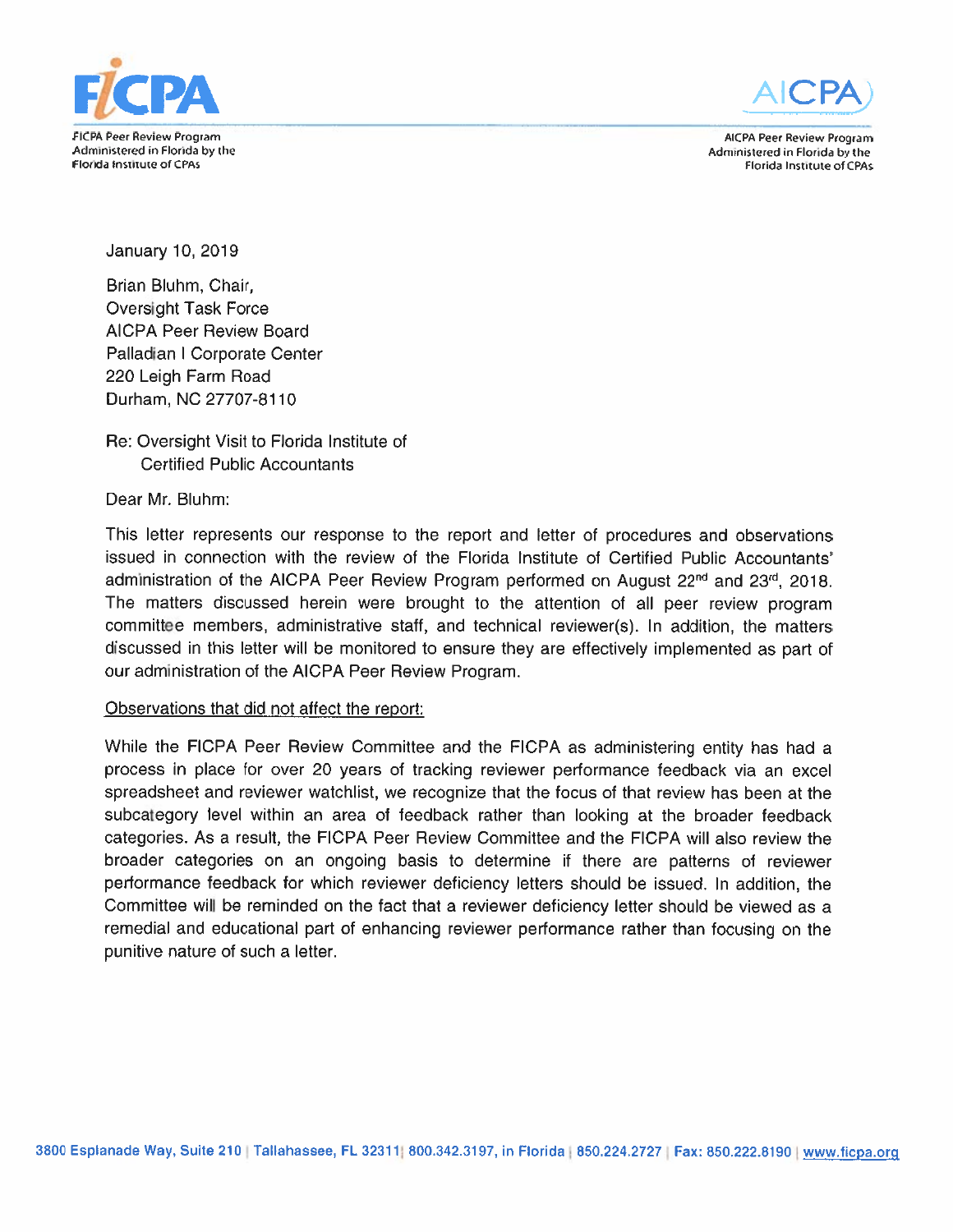FICPA Peer Review Program
Administered in Florida by the
Florida Institute of CPAs

AICPA Peer Review Program
Administered in Florida by the
Florida Institute of CPAs

January 10, 2019

Brian Bluhm, Chair,
Oversight Task Force
AICPA Peer Review Board
Palladian I Corporate Center
220 Leigh Farm Road
Durham, NC 27707-8110

Re: Oversight Visit to Florida Institute of
Certified Public Accountants

Dear Mr. Bluhm:

This letter represents our response to the report and letter of procedures and observations issued in connection with the review of the Florida Institute of Certified Public Accountants' administration of the AICPA Peer Review Program performed on August 22nd and 23rd, 2018. The matters discussed herein were brought to the attention of all peer review program committee members, administrative staff, and technical reviewer(s). In addition, the matters discussed in this letter will be monitored to ensure they are effectively implemented as part of our administration of the AICPA Peer Review Program.

<u>Observations that did not affect the report:</u>

While the FICPA Peer Review Committee and the FICPA as administering entity has had a process in place for over 20 years of tracking reviewer performance feedback via an excel spreadsheet and reviewer watchlist, we recognize that the focus of that review has been at the subcategory level within an area of feedback rather than looking at the broader feedback categories. As a result, the FICPA Peer Review Committee and the FICPA will also review the broader categories on an ongoing basis to determine if there are patterns of reviewer performance feedback for which reviewer deficiency letters should be issued. In addition, the Committee will be reminded on the fact that a reviewer deficiency letter should be viewed as a remedial and educational part of enhancing reviewer performance rather than focusing on the punitive nature of such a letter.

3800 Esplanade Way, Suite 210 | Tallahassee, FL 32311 | 800.342.3197, in Florida | 850.224.2727 | Fax: 850.222.8190 | www.ficpa.org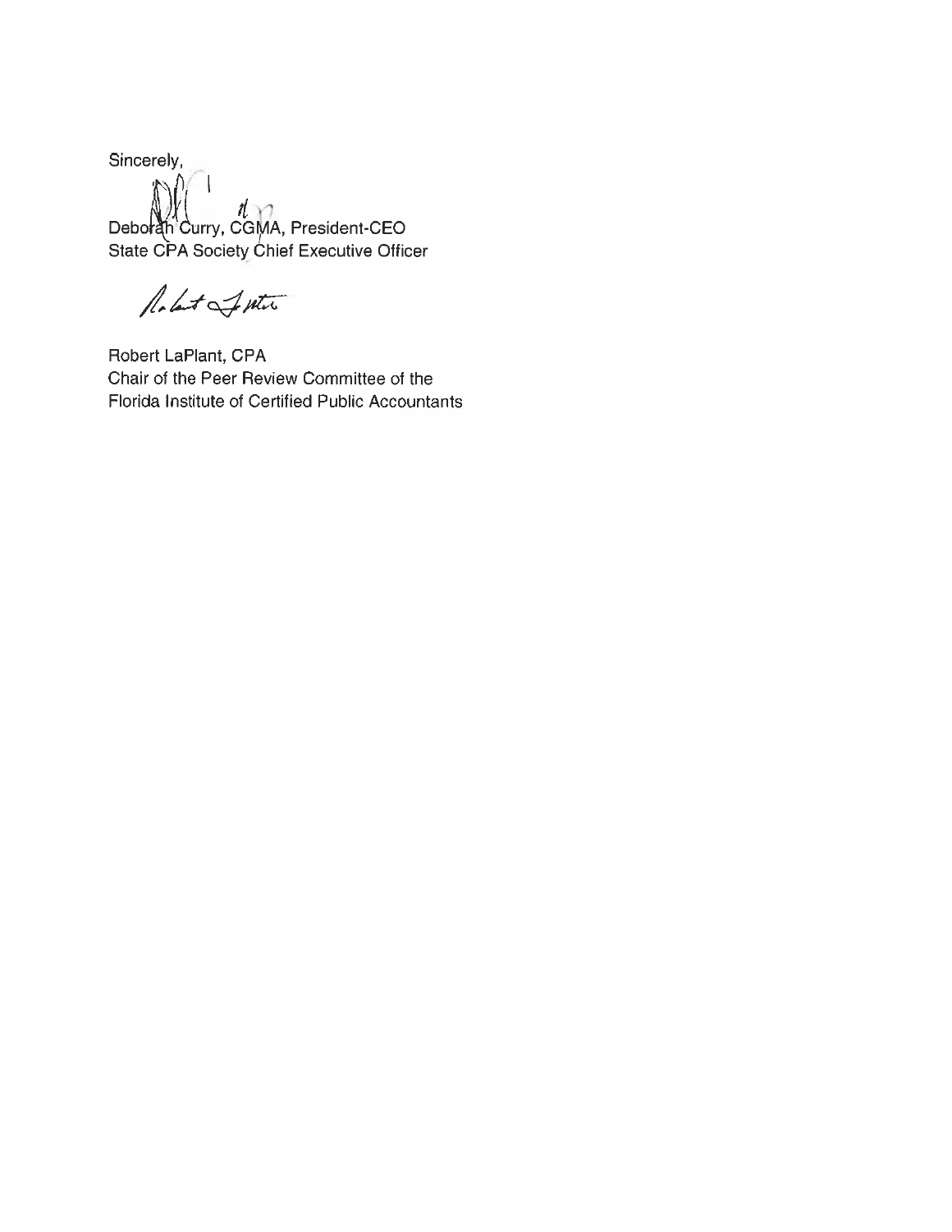Sincerely,

Deborah Curry, CGMA, President-CEO
State CPA Society Chief Executive Officer

Robert LaPlant, CPA
Chair of the Peer Review Committee of the
Florida Institute of Certified Public Accountants